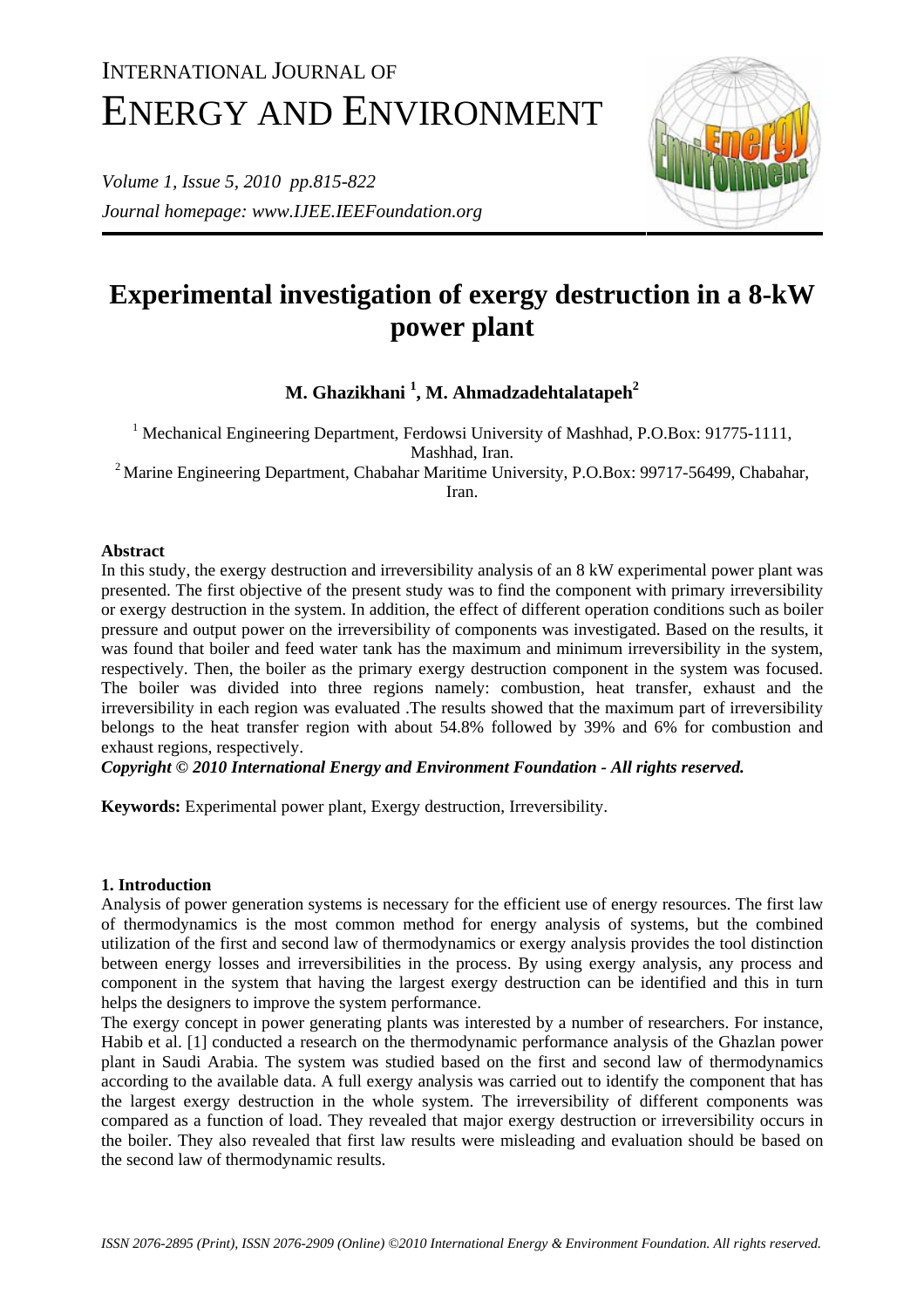# Experimental investigation of exergy destruction in a 8-kW power plant

**M. Ghazikhani [1], M. Ahmadzadehtalatapeh[2]**

[1] Mechanical Engineering Department, Ferdowsi University of Mashhad, P.O.Box: 91775-1111, Mashhad, Iran.
[2] Marine Engineering Department, Chabahar Maritime University, P.O.Box: 99717-56499, Chabahar, Iran.

## Abstract

In this study, the exergy destruction and irreversibility analysis of an 8 kW experimental power plant was presented. The first objective of the present study was to find the component with primary irreversibility or exergy destruction in the system. In addition, the effect of different operation conditions such as boiler pressure and output power on the irreversibility of components was investigated. Based on the results, it was found that boiler and feed water tank has the maximum and minimum irreversibility in the system, respectively. Then, the boiler as the primary exergy destruction component in the system was focused. The boiler was divided into three regions namely: combustion, heat transfer, exhaust and the irreversibility in each region was evaluated .The results showed that the maximum part of irreversibility belongs to the heat transfer region with about 54.8% followed by 39% and 6% for combustion and exhaust regions, respectively.

***Copyright © 2010 International Energy and Environment Foundation - All rights reserved.***

**Keywords:** Experimental power plant, Exergy destruction, Irreversibility.

## 1. Introduction

Analysis of power generation systems is necessary for the efficient use of energy resources. The first law of thermodynamics is the most common method for energy analysis of systems, but the combined utilization of the first and second law of thermodynamics or exergy analysis provides the tool distinction between energy losses and irreversibilities in the process. By using exergy analysis, any process and component in the system that having the largest exergy destruction can be identified and this in turn helps the designers to improve the system performance.

The exergy concept in power generating plants was interested by a number of researchers. For instance, Habib et al. [1] conducted a research on the thermodynamic performance analysis of the Ghazlan power plant in Saudi Arabia. The system was studied based on the first and second law of thermodynamics according to the available data. A full exergy analysis was carried out to identify the component that has the largest exergy destruction in the whole system. The irreversibility of different components was compared as a function of load. They revealed that major exergy destruction or irreversibility occurs in the boiler. They also revealed that first law results were misleading and evaluation should be based on the second law of thermodynamic results.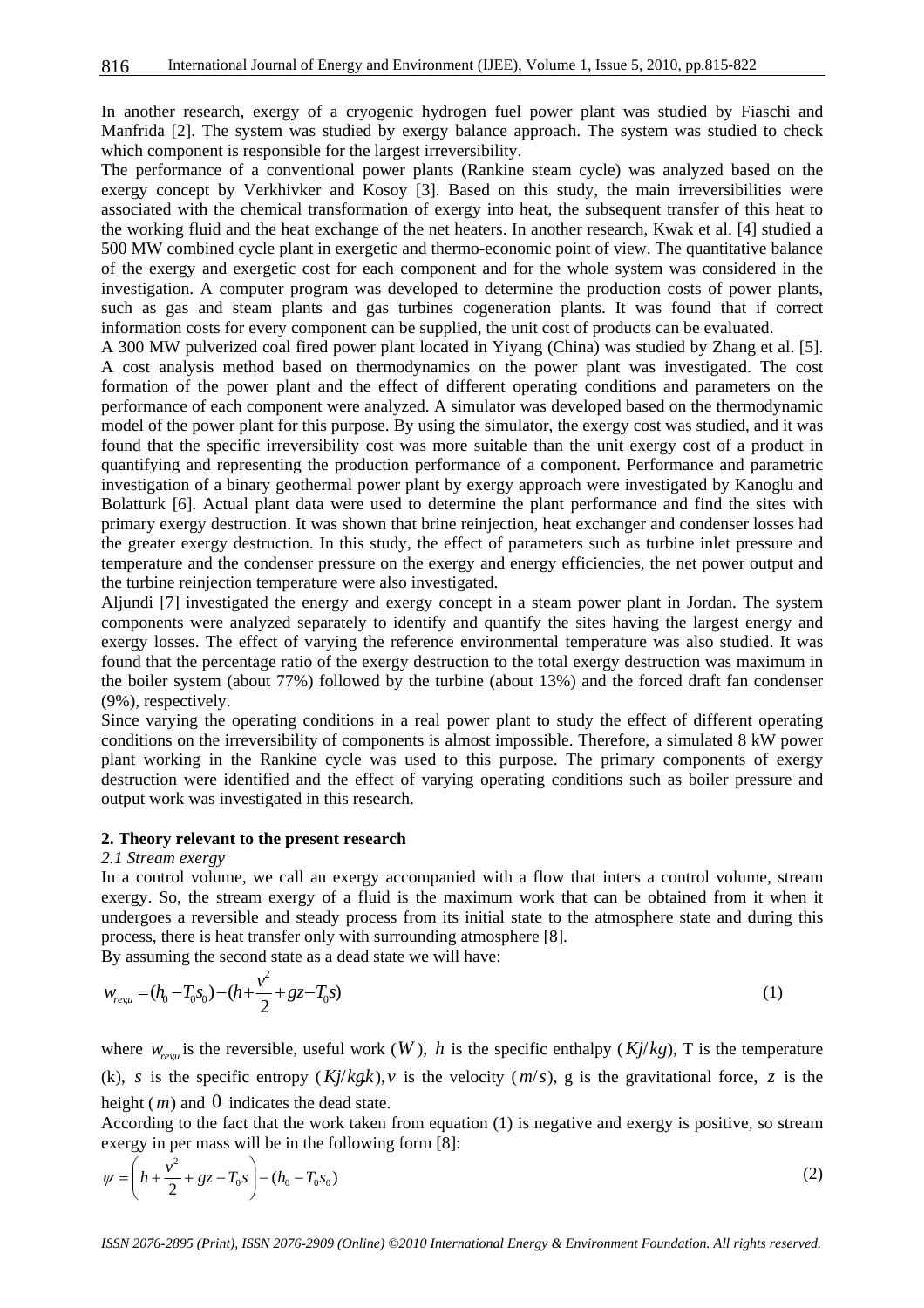In another research, exergy of a cryogenic hydrogen fuel power plant was studied by Fiaschi and Manfrida [2]. The system was studied by exergy balance approach. The system was studied to check which component is responsible for the largest irreversibility.

The performance of a conventional power plants (Rankine steam cycle) was analyzed based on the exergy concept by Verkhivker and Kosoy [3]. Based on this study, the main irreversibilities were associated with the chemical transformation of exergy into heat, the subsequent transfer of this heat to the working fluid and the heat exchange of the net heaters. In another research, Kwak et al. [4] studied a 500 MW combined cycle plant in exergetic and thermo-economic point of view. The quantitative balance of the exergy and exergetic cost for each component and for the whole system was considered in the investigation. A computer program was developed to determine the production costs of power plants, such as gas and steam plants and gas turbines cogeneration plants. It was found that if correct information costs for every component can be supplied, the unit cost of products can be evaluated.

A 300 MW pulverized coal fired power plant located in Yiyang (China) was studied by Zhang et al. [5]. A cost analysis method based on thermodynamics on the power plant was investigated. The cost formation of the power plant and the effect of different operating conditions and parameters on the performance of each component were analyzed. A simulator was developed based on the thermodynamic model of the power plant for this purpose. By using the simulator, the exergy cost was studied, and it was found that the specific irreversibility cost was more suitable than the unit exergy cost of a product in quantifying and representing the production performance of a component. Performance and parametric investigation of a binary geothermal power plant by exergy approach were investigated by Kanoglu and Bolatturk [6]. Actual plant data were used to determine the plant performance and find the sites with primary exergy destruction. It was shown that brine reinjection, heat exchanger and condenser losses had the greater exergy destruction. In this study, the effect of parameters such as turbine inlet pressure and temperature and the condenser pressure on the exergy and energy efficiencies, the net power output and the turbine reinjection temperature were also investigated.

Aljundi [7] investigated the energy and exergy concept in a steam power plant in Jordan. The system components were analyzed separately to identify and quantify the sites having the largest energy and exergy losses. The effect of varying the reference environmental temperature was also studied. It was found that the percentage ratio of the exergy destruction to the total exergy destruction was maximum in the boiler system (about 77%) followed by the turbine (about 13%) and the forced draft fan condenser (9%), respectively.

Since varying the operating conditions in a real power plant to study the effect of different operating conditions on the irreversibility of components is almost impossible. Therefore, a simulated 8 kW power plant working in the Rankine cycle was used to this purpose. The primary components of exergy destruction were identified and the effect of varying operating conditions such as boiler pressure and output work was investigated in this research.

## 2. Theory relevant to the present research

### *2.1 Stream exergy*

In a control volume, we call an exergy accompanied with a flow that inters a control volume, stream exergy. So, the stream exergy of a fluid is the maximum work that can be obtained from it when it undergoes a reversible and steady process from its initial state to the atmosphere state and during this process, there is heat transfer only with surrounding atmosphere [8].

By assuming the second state as a dead state we will have:

$$w_{rev,u} = (h_0 - T_0 s_0) - (h + \frac{v^2}{2} + gz - T_0 s) \tag{1}$$

where $w_{rev,u}$ is the reversible, useful work ($W$), $h$ is the specific enthalpy ($Kj/kg$), T is the temperature (k), $s$ is the specific entropy ($Kj/kg.k$), $v$ is the velocity ($m/s$), g is the gravitational force, $z$ is the height ($m$) and $0$ indicates the dead state.

According to the fact that the work taken from equation (1) is negative and exergy is positive, so stream exergy in per mass will be in the following form [8]:

$$\psi = \left( h + \frac{v^2}{2} + gz - T_0 s \right) - (h_0 - T_0 s_0) \tag{2}$$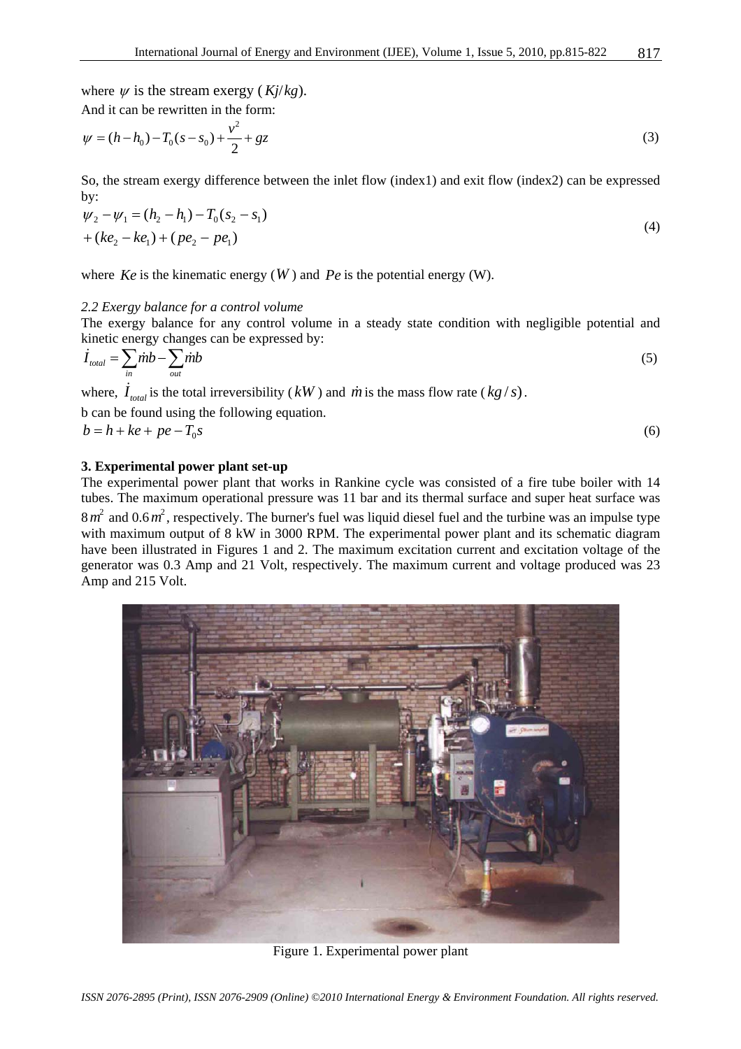where $\psi$ is the stream exergy ($Kj/kg$).

And it can be rewritten in the form:

$$\psi = (h - h_0) - T_0(s - s_0) + \frac{v^2}{2} + gz \tag{3}$$

So, the stream exergy difference between the inlet flow (index1) and exit flow (index2) can be expressed by:

$$\psi_2 - \psi_1 = (h_2 - h_1) - T_0(s_2 - s_1) + (ke_2 - ke_1) + (pe_2 - pe_1) \tag{4}$$

where $Ke$ is the kinematic energy ($W$) and $Pe$ is the potential energy (W).

*2.2 Exergy balance for a control volume*

The exergy balance for any control volume in a steady state condition with negligible potential and kinetic energy changes can be expressed by:

$$\dot{I}_{total} = \sum_{in} \dot{m}b - \sum_{out} \dot{m}b \tag{5}$$

where, $\dot{I}_{total}$ is the total irreversibility ($kW$) and $\dot{m}$ is the mass flow rate ($kg/s$).

b can be found using the following equation.

$$b = h + ke + pe - T_0 s \tag{6}$$

## 3. Experimental power plant set-up

The experimental power plant that works in Rankine cycle was consisted of a fire tube boiler with 14 tubes. The maximum operational pressure was 11 bar and its thermal surface and super heat surface was $8\,m^2$ and $0.6\,m^2$, respectively. The burner's fuel was liquid diesel fuel and the turbine was an impulse type with maximum output of 8 kW in 3000 RPM. The experimental power plant and its schematic diagram have been illustrated in Figures 1 and 2. The maximum excitation current and excitation voltage of the generator was 0.3 Amp and 21 Volt, respectively. The maximum current and voltage produced was 23 Amp and 215 Volt.

Figure 1. Experimental power plant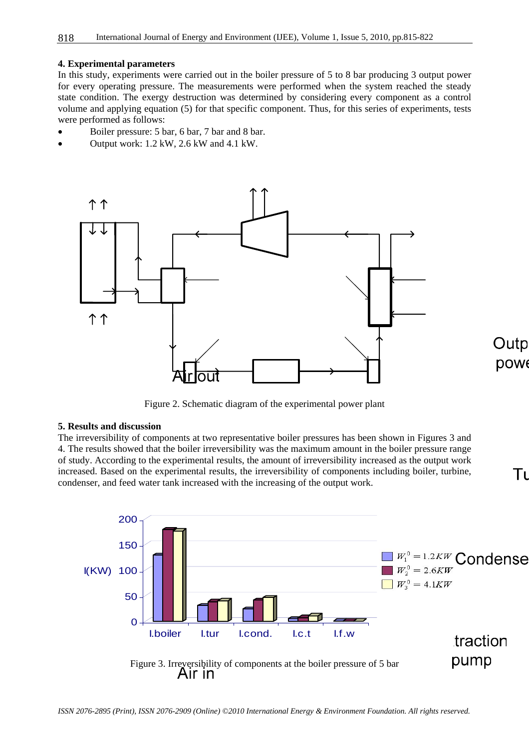## 4. Experimental parameters

In this study, experiments were carried out in the boiler pressure of 5 to 8 bar producing 3 output power for every operating pressure. The measurements were performed when the system reached the steady state condition. The exergy destruction was determined by considering every component as a control volume and applying equation (5) for that specific component. Thus, for this series of experiments, tests were performed as follows:

- Boiler pressure: 5 bar, 6 bar, 7 bar and 8 bar.
- Output work: 1.2 kW, 2.6 kW and 4.1 kW.

Figure 2. Schematic diagram of the experimental power plant

## 5. Results and discussion

The irreversibility of components at two representative boiler pressures has been shown in Figures 3 and 4. The results showed that the boiler irreversibility was the maximum amount in the boiler pressure range of study. According to the experimental results, the amount of irreversibility increased as the output work increased. Based on the experimental results, the irreversibility of components including boiler, turbine, condenser, and feed water tank increased with the increasing of the output work.

Figure 3. Irreversibility of components at the boiler pressure of 5 bar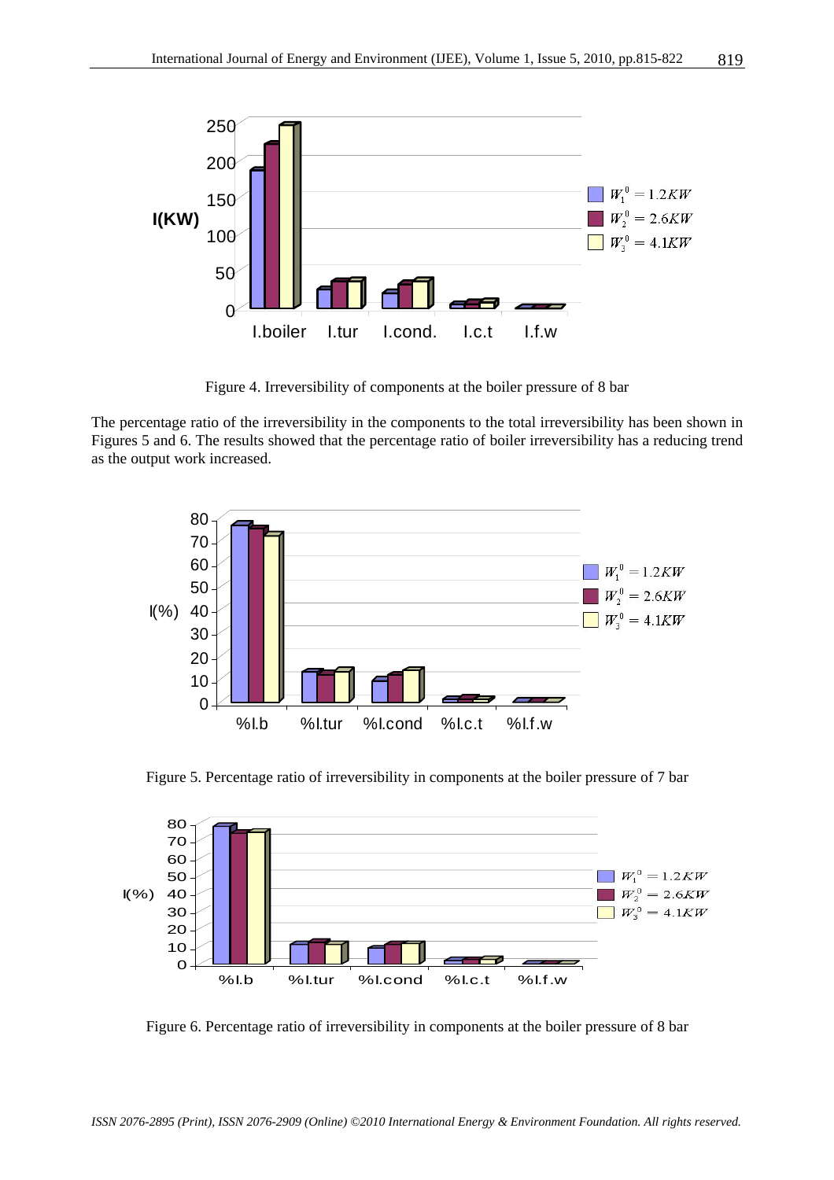Figure 4. Irreversibility of components at the boiler pressure of 8 bar

The percentage ratio of the irreversibility in the components to the total irreversibility has been shown in Figures 5 and 6. The results showed that the percentage ratio of boiler irreversibility has a reducing trend as the output work increased.

Figure 5. Percentage ratio of irreversibility in components at the boiler pressure of 7 bar

Figure 6. Percentage ratio of irreversibility in components at the boiler pressure of 8 bar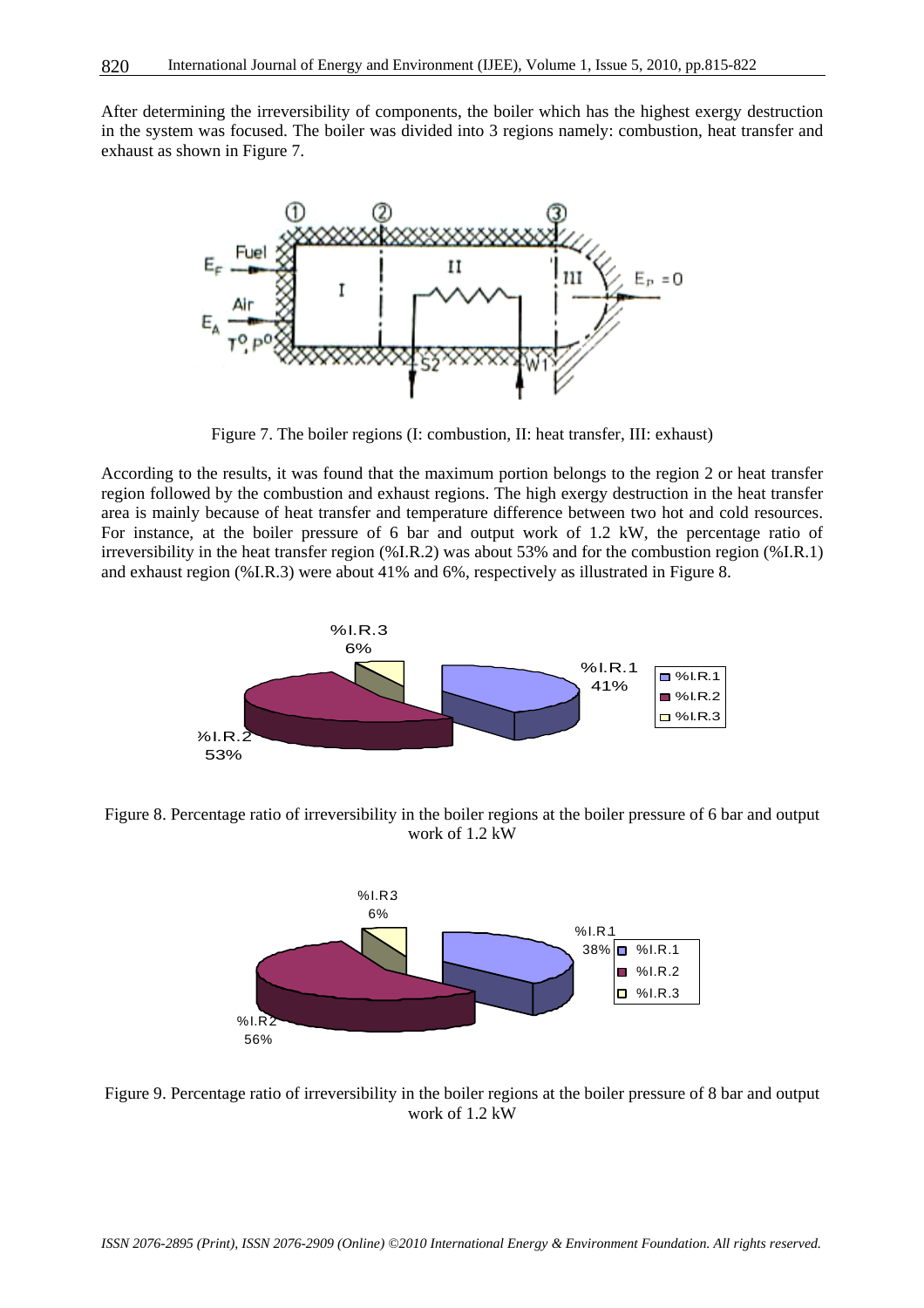After determining the irreversibility of components, the boiler which has the highest exergy destruction in the system was focused. The boiler was divided into 3 regions namely: combustion, heat transfer and exhaust as shown in Figure 7.

Figure 7. The boiler regions (I: combustion, II: heat transfer, III: exhaust)

According to the results, it was found that the maximum portion belongs to the region 2 or heat transfer region followed by the combustion and exhaust regions. The high exergy destruction in the heat transfer area is mainly because of heat transfer and temperature difference between two hot and cold resources. For instance, at the boiler pressure of 6 bar and output work of 1.2 kW, the percentage ratio of irreversibility in the heat transfer region (%I.R.2) was about 53% and for the combustion region (%I.R.1) and exhaust region (%I.R.3) were about 41% and 6%, respectively as illustrated in Figure 8.

Figure 8. Percentage ratio of irreversibility in the boiler regions at the boiler pressure of 6 bar and output work of 1.2 kW

Figure 9. Percentage ratio of irreversibility in the boiler regions at the boiler pressure of 8 bar and output work of 1.2 kW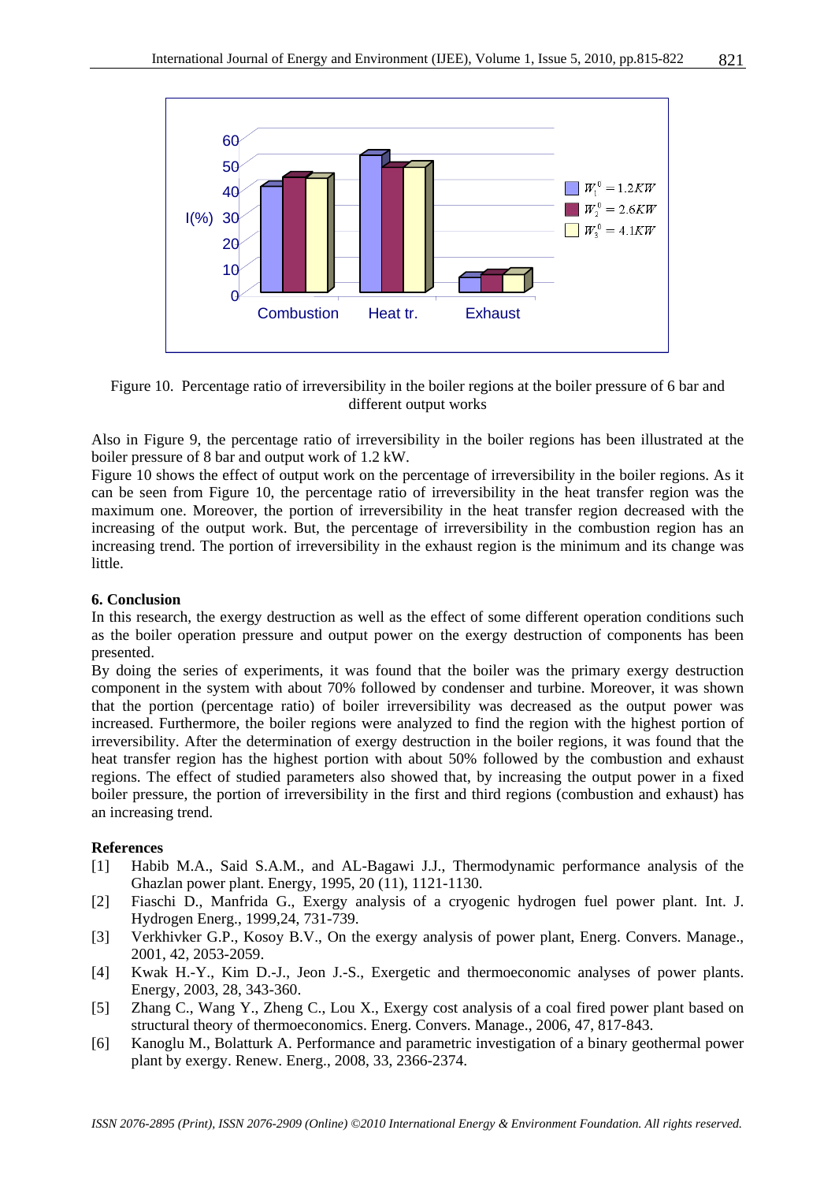Figure 10. Percentage ratio of irreversibility in the boiler regions at the boiler pressure of 6 bar and different output works

Also in Figure 9, the percentage ratio of irreversibility in the boiler regions has been illustrated at the boiler pressure of 8 bar and output work of 1.2 kW.

Figure 10 shows the effect of output work on the percentage of irreversibility in the boiler regions. As it can be seen from Figure 10, the percentage ratio of irreversibility in the heat transfer region was the maximum one. Moreover, the portion of irreversibility in the heat transfer region decreased with the increasing of the output work. But, the percentage of irreversibility in the combustion region has an increasing trend. The portion of irreversibility in the exhaust region is the minimum and its change was little.

### 6. Conclusion

In this research, the exergy destruction as well as the effect of some different operation conditions such as the boiler operation pressure and output power on the exergy destruction of components has been presented.

By doing the series of experiments, it was found that the boiler was the primary exergy destruction component in the system with about 70% followed by condenser and turbine. Moreover, it was shown that the portion (percentage ratio) of boiler irreversibility was decreased as the output power was increased. Furthermore, the boiler regions were analyzed to find the region with the highest portion of irreversibility. After the determination of exergy destruction in the boiler regions, it was found that the heat transfer region has the highest portion with about 50% followed by the combustion and exhaust regions. The effect of studied parameters also showed that, by increasing the output power in a fixed boiler pressure, the portion of irreversibility in the first and third regions (combustion and exhaust) has an increasing trend.

### References

[1] Habib M.A., Said S.A.M., and AL-Bagawi J.J., Thermodynamic performance analysis of the Ghazlan power plant. Energy, 1995, 20 (11), 1121-1130.

[2] Fiaschi D., Manfrida G., Exergy analysis of a cryogenic hydrogen fuel power plant. Int. J. Hydrogen Energ., 1999,24, 731-739.

[3] Verkhivker G.P., Kosoy B.V., On the exergy analysis of power plant, Energ. Convers. Manage., 2001, 42, 2053-2059.

[4] Kwak H.-Y., Kim D.-J., Jeon J.-S., Exergetic and thermoeconomic analyses of power plants. Energy, 2003, 28, 343-360.

[5] Zhang C., Wang Y., Zheng C., Lou X., Exergy cost analysis of a coal fired power plant based on structural theory of thermoeconomics. Energ. Convers. Manage., 2006, 47, 817-843.

[6] Kanoglu M., Bolatturk A. Performance and parametric investigation of a binary geothermal power plant by exergy. Renew. Energ., 2008, 33, 2366-2374.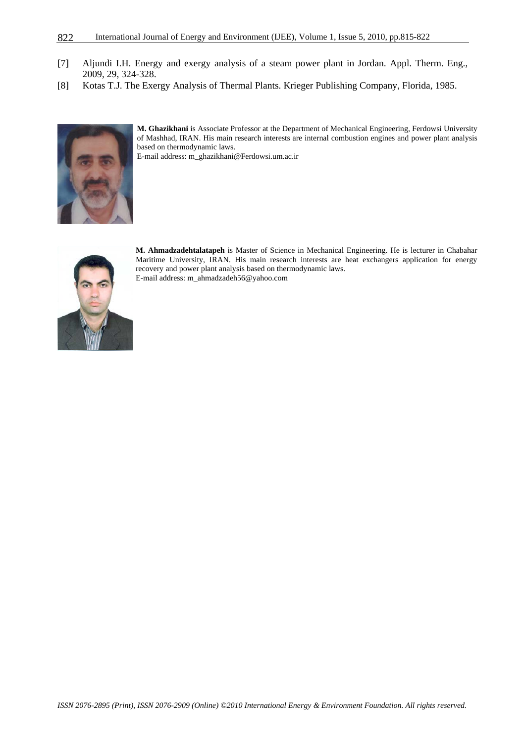[7] Aljundi I.H. Energy and exergy analysis of a steam power plant in Jordan. Appl. Therm. Eng., 2009, 29, 324-328.

[8] Kotas T.J. The Exergy Analysis of Thermal Plants. Krieger Publishing Company, Florida, 1985.

**M. Ghazikhani** is Associate Professor at the Department of Mechanical Engineering, Ferdowsi University of Mashhad, IRAN. His main research interests are internal combustion engines and power plant analysis based on thermodynamic laws.
E-mail address: m_ghazikhani@Ferdowsi.um.ac.ir

**M. Ahmadzadehtalatapeh** is Master of Science in Mechanical Engineering. He is lecturer in Chabahar Maritime University, IRAN. His main research interests are heat exchangers application for energy recovery and power plant analysis based on thermodynamic laws.
E-mail address: m_ahmadzadeh56@yahoo.com